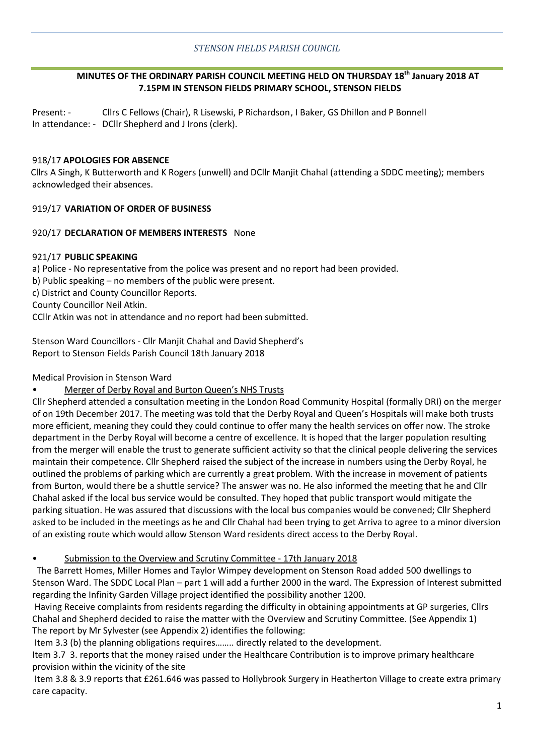*STENSON FIELDS PARISH COUNCIL*

## MINUTES OF THE ORDINARY PARISH COUNCIL MEETING HELD ON THURSDAY 18th January 2018 AT 7.15PM IN STENSON FIELDS PRIMARY SCHOOL, STENSON FIELDS

Present: - Cllrs C Fellows (Chair), R Lisewski, P Richardson, I Baker, GS Dhillon and P Bonnell
In attendance: - DCllr Shepherd and J Irons (clerk).

918/17 **APOLOGIES FOR ABSENCE**

Cllrs A Singh, K Butterworth and K Rogers (unwell) and DCllr Manjit Chahal (attending a SDDC meeting); members acknowledged their absences.

919/17 **VARIATION OF ORDER OF BUSINESS**

920/17 **DECLARATION OF MEMBERS INTERESTS** None

921/17 **PUBLIC SPEAKING**

a) Police - No representative from the police was present and no report had been provided.
b) Public speaking – no members of the public were present.
c) District and County Councillor Reports.
County Councillor Neil Atkin.
CCllr Atkin was not in attendance and no report had been submitted.

Stenson Ward Councillors - Cllr Manjit Chahal and David Shepherd's Report to Stenson Fields Parish Council 18th January 2018

Medical Provision in Stenson Ward

- Merger of Derby Royal and Burton Queen's NHS Trusts

Cllr Shepherd attended a consultation meeting in the London Road Community Hospital (formally DRI) on the merger of on 19th December 2017. The meeting was told that the Derby Royal and Queen's Hospitals will make both trusts more efficient, meaning they could they could continue to offer many the health services on offer now. The stroke department in the Derby Royal will become a centre of excellence. It is hoped that the larger population resulting from the merger will enable the trust to generate sufficient activity so that the clinical people delivering the services maintain their competence. Cllr Shepherd raised the subject of the increase in numbers using the Derby Royal, he outlined the problems of parking which are currently a great problem. With the increase in movement of patients from Burton, would there be a shuttle service? The answer was no. He also informed the meeting that he and Cllr Chahal asked if the local bus service would be consulted. They hoped that public transport would mitigate the parking situation. He was assured that discussions with the local bus companies would be convened; Cllr Shepherd asked to be included in the meetings as he and Cllr Chahal had been trying to get Arriva to agree to a minor diversion of an existing route which would allow Stenson Ward residents direct access to the Derby Royal.

- Submission to the Overview and Scrutiny Committee - 17th January 2018

The Barrett Homes, Miller Homes and Taylor Wimpey development on Stenson Road added 500 dwellings to Stenson Ward. The SDDC Local Plan – part 1 will add a further 2000 in the ward. The Expression of Interest submitted regarding the Infinity Garden Village project identified the possibility another 1200.

Having Receive complaints from residents regarding the difficulty in obtaining appointments at GP surgeries, Cllrs Chahal and Shepherd decided to raise the matter with the Overview and Scrutiny Committee. (See Appendix 1)
The report by Mr Sylvester (see Appendix 2) identifies the following:

Item 3.3 (b) the planning obligations requires…….. directly related to the development.

Item 3.7 3. reports that the money raised under the Healthcare Contribution is to improve primary healthcare provision within the vicinity of the site

Item 3.8 & 3.9 reports that £261.646 was passed to Hollybrook Surgery in Heatherton Village to create extra primary care capacity.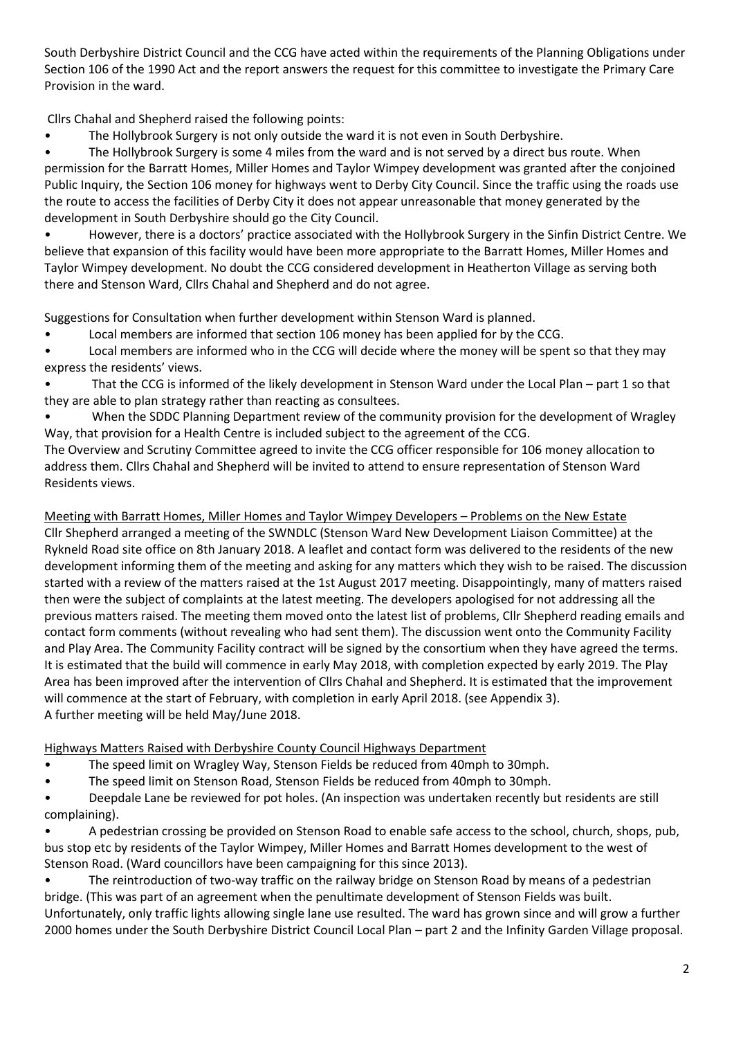South Derbyshire District Council and the CCG have acted within the requirements of the Planning Obligations under Section 106 of the 1990 Act and the report answers the request for this committee to investigate the Primary Care Provision in the ward.

Cllrs Chahal and Shepherd raised the following points:

- The Hollybrook Surgery is not only outside the ward it is not even in South Derbyshire.
- The Hollybrook Surgery is some 4 miles from the ward and is not served by a direct bus route. When permission for the Barratt Homes, Miller Homes and Taylor Wimpey development was granted after the conjoined Public Inquiry, the Section 106 money for highways went to Derby City Council. Since the traffic using the roads use the route to access the facilities of Derby City it does not appear unreasonable that money generated by the development in South Derbyshire should go the City Council.
- However, there is a doctors' practice associated with the Hollybrook Surgery in the Sinfin District Centre. We believe that expansion of this facility would have been more appropriate to the Barratt Homes, Miller Homes and Taylor Wimpey development. No doubt the CCG considered development in Heatherton Village as serving both there and Stenson Ward, Cllrs Chahal and Shepherd and do not agree.

Suggestions for Consultation when further development within Stenson Ward is planned.

- Local members are informed that section 106 money has been applied for by the CCG.
- Local members are informed who in the CCG will decide where the money will be spent so that they may express the residents' views.
- That the CCG is informed of the likely development in Stenson Ward under the Local Plan – part 1 so that they are able to plan strategy rather than reacting as consultees.
- When the SDDC Planning Department review of the community provision for the development of Wragley Way, that provision for a Health Centre is included subject to the agreement of the CCG.

The Overview and Scrutiny Committee agreed to invite the CCG officer responsible for 106 money allocation to address them. Cllrs Chahal and Shepherd will be invited to attend to ensure representation of Stenson Ward Residents views.

## Meeting with Barratt Homes, Miller Homes and Taylor Wimpey Developers – Problems on the New Estate

Cllr Shepherd arranged a meeting of the SWNDLC (Stenson Ward New Development Liaison Committee) at the Rykneld Road site office on 8th January 2018. A leaflet and contact form was delivered to the residents of the new development informing them of the meeting and asking for any matters which they wish to be raised. The discussion started with a review of the matters raised at the 1st August 2017 meeting. Disappointingly, many of matters raised then were the subject of complaints at the latest meeting. The developers apologised for not addressing all the previous matters raised. The meeting them moved onto the latest list of problems, Cllr Shepherd reading emails and contact form comments (without revealing who had sent them). The discussion went onto the Community Facility and Play Area. The Community Facility contract will be signed by the consortium when they have agreed the terms. It is estimated that the build will commence in early May 2018, with completion expected by early 2019. The Play Area has been improved after the intervention of Cllrs Chahal and Shepherd. It is estimated that the improvement will commence at the start of February, with completion in early April 2018. (see Appendix 3).
A further meeting will be held May/June 2018.

## Highways Matters Raised with Derbyshire County Council Highways Department

- The speed limit on Wragley Way, Stenson Fields be reduced from 40mph to 30mph.
- The speed limit on Stenson Road, Stenson Fields be reduced from 40mph to 30mph.
- Deepdale Lane be reviewed for pot holes. (An inspection was undertaken recently but residents are still complaining).
- A pedestrian crossing be provided on Stenson Road to enable safe access to the school, church, shops, pub, bus stop etc by residents of the Taylor Wimpey, Miller Homes and Barratt Homes development to the west of Stenson Road. (Ward councillors have been campaigning for this since 2013).
- The reintroduction of two-way traffic on the railway bridge on Stenson Road by means of a pedestrian bridge. (This was part of an agreement when the penultimate development of Stenson Fields was built. Unfortunately, only traffic lights allowing single lane use resulted. The ward has grown since and will grow a further 2000 homes under the South Derbyshire District Council Local Plan – part 2 and the Infinity Garden Village proposal.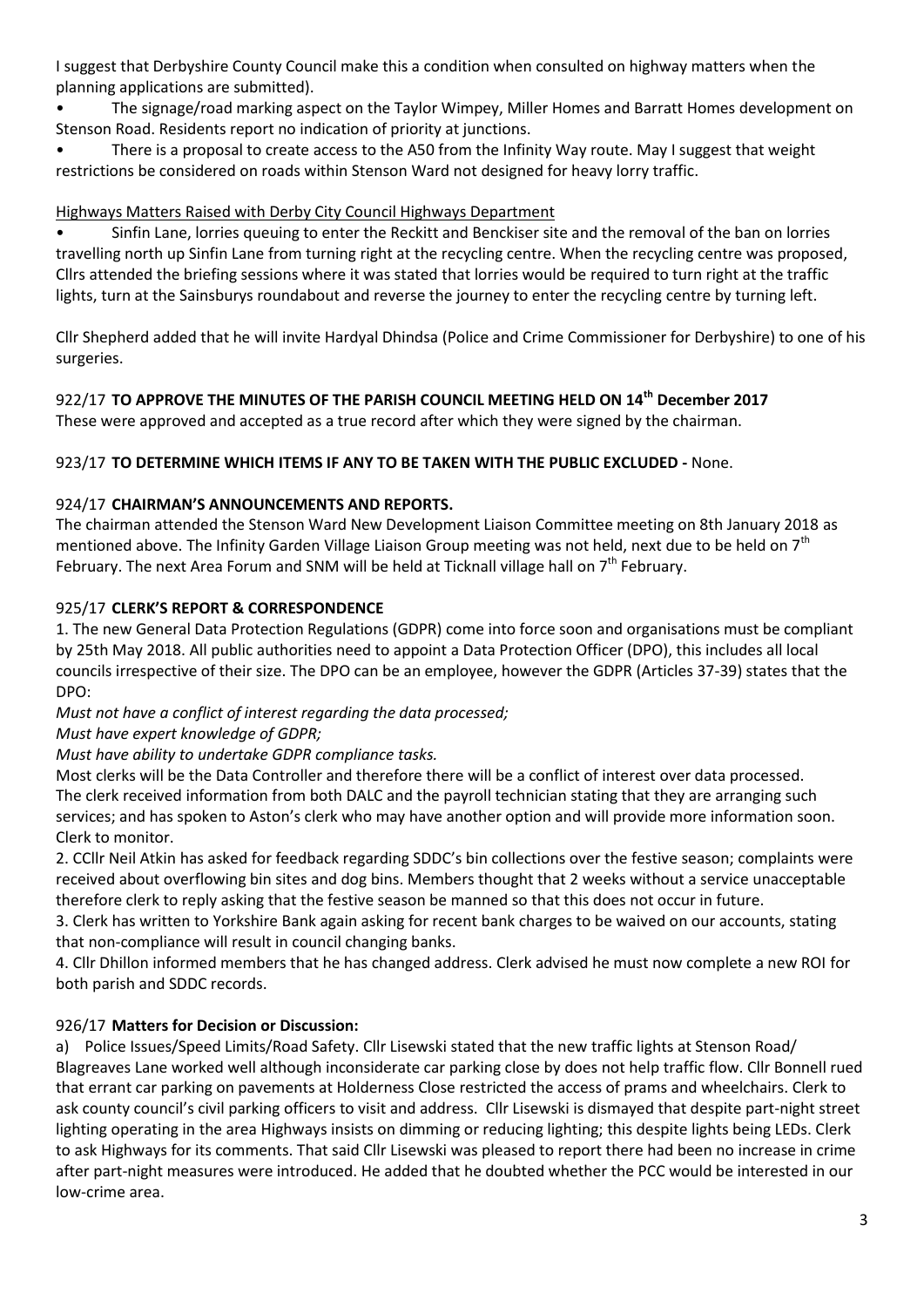I suggest that Derbyshire County Council make this a condition when consulted on highway matters when the planning applications are submitted).

- The signage/road marking aspect on the Taylor Wimpey, Miller Homes and Barratt Homes development on Stenson Road. Residents report no indication of priority at junctions.
- There is a proposal to create access to the A50 from the Infinity Way route. May I suggest that weight restrictions be considered on roads within Stenson Ward not designed for heavy lorry traffic.

Highways Matters Raised with Derby City Council Highways Department

- Sinfin Lane, lorries queuing to enter the Reckitt and Benckiser site and the removal of the ban on lorries travelling north up Sinfin Lane from turning right at the recycling centre. When the recycling centre was proposed, Cllrs attended the briefing sessions where it was stated that lorries would be required to turn right at the traffic lights, turn at the Sainsburys roundabout and reverse the journey to enter the recycling centre by turning left.

Cllr Shepherd added that he will invite Hardyal Dhindsa (Police and Crime Commissioner for Derbyshire) to one of his surgeries.

922/17 **TO APPROVE THE MINUTES OF THE PARISH COUNCIL MEETING HELD ON 14th December 2017**

These were approved and accepted as a true record after which they were signed by the chairman.

923/17 **TO DETERMINE WHICH ITEMS IF ANY TO BE TAKEN WITH THE PUBLIC EXCLUDED -** None.

924/17 **CHAIRMAN'S ANNOUNCEMENTS AND REPORTS.**

The chairman attended the Stenson Ward New Development Liaison Committee meeting on 8th January 2018 as mentioned above. The Infinity Garden Village Liaison Group meeting was not held, next due to be held on 7th February. The next Area Forum and SNM will be held at Ticknall village hall on 7th February.

925/17 **CLERK'S REPORT & CORRESPONDENCE**

1. The new General Data Protection Regulations (GDPR) come into force soon and organisations must be compliant by 25th May 2018. All public authorities need to appoint a Data Protection Officer (DPO), this includes all local councils irrespective of their size. The DPO can be an employee, however the GDPR (Articles 37-39) states that the DPO:

*Must not have a conflict of interest regarding the data processed;*
*Must have expert knowledge of GDPR;*
*Must have ability to undertake GDPR compliance tasks.*

Most clerks will be the Data Controller and therefore there will be a conflict of interest over data processed. The clerk received information from both DALC and the payroll technician stating that they are arranging such services; and has spoken to Aston's clerk who may have another option and will provide more information soon. Clerk to monitor.

2. CCllr Neil Atkin has asked for feedback regarding SDDC's bin collections over the festive season; complaints were received about overflowing bin sites and dog bins. Members thought that 2 weeks without a service unacceptable therefore clerk to reply asking that the festive season be manned so that this does not occur in future.

3. Clerk has written to Yorkshire Bank again asking for recent bank charges to be waived on our accounts, stating that non-compliance will result in council changing banks.

4. Cllr Dhillon informed members that he has changed address. Clerk advised he must now complete a new ROI for both parish and SDDC records.

926/17 **Matters for Decision or Discussion:**

a) Police Issues/Speed Limits/Road Safety. Cllr Lisewski stated that the new traffic lights at Stenson Road/ Blagreaves Lane worked well although inconsiderate car parking close by does not help traffic flow. Cllr Bonnell rued that errant car parking on pavements at Holderness Close restricted the access of prams and wheelchairs. Clerk to ask county council's civil parking officers to visit and address. Cllr Lisewski is dismayed that despite part-night street lighting operating in the area Highways insists on dimming or reducing lighting; this despite lights being LEDs. Clerk to ask Highways for its comments. That said Cllr Lisewski was pleased to report there had been no increase in crime after part-night measures were introduced. He added that he doubted whether the PCC would be interested in our low-crime area.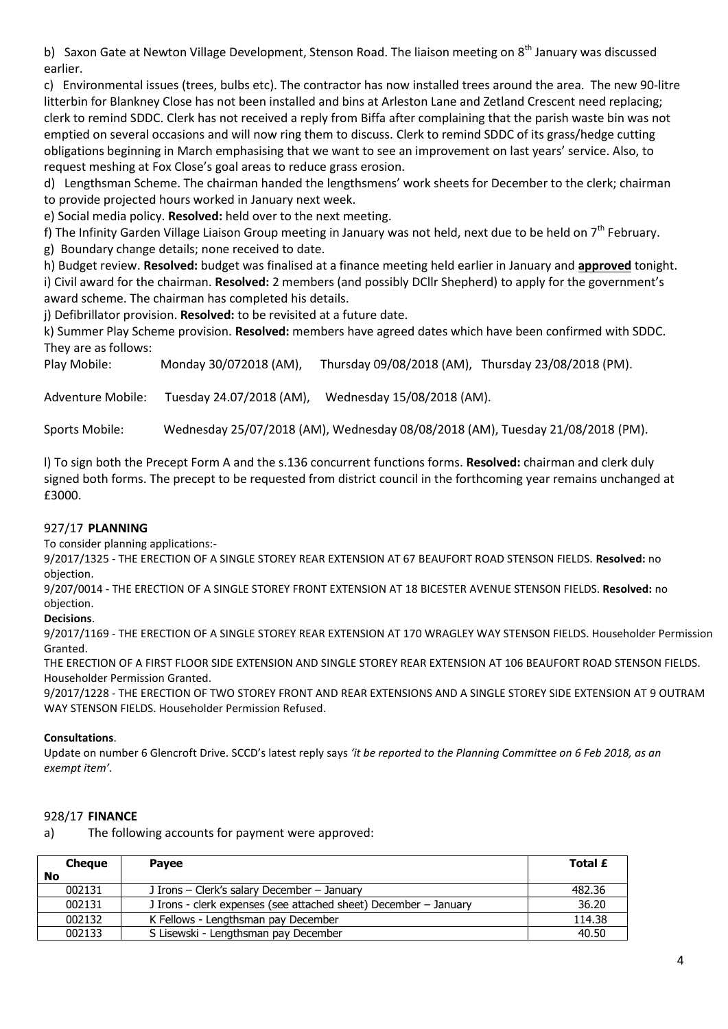b) Saxon Gate at Newton Village Development, Stenson Road. The liaison meeting on 8th January was discussed earlier.

c) Environmental issues (trees, bulbs etc). The contractor has now installed trees around the area. The new 90-litre litterbin for Blankney Close has not been installed and bins at Arleston Lane and Zetland Crescent need replacing; clerk to remind SDDC. Clerk has not received a reply from Biffa after complaining that the parish waste bin was not emptied on several occasions and will now ring them to discuss. Clerk to remind SDDC of its grass/hedge cutting obligations beginning in March emphasising that we want to see an improvement on last years' service. Also, to request meshing at Fox Close's goal areas to reduce grass erosion.

d) Lengthsman Scheme. The chairman handed the lengthsmens' work sheets for December to the clerk; chairman to provide projected hours worked in January next week.

e) Social media policy. **Resolved:** held over to the next meeting.

f) The Infinity Garden Village Liaison Group meeting in January was not held, next due to be held on 7th February.

g) Boundary change details; none received to date.

h) Budget review. **Resolved:** budget was finalised at a finance meeting held earlier in January and **approved** tonight.

i) Civil award for the chairman. **Resolved:** 2 members (and possibly DCllr Shepherd) to apply for the government's award scheme. The chairman has completed his details.

j) Defibrillator provision. **Resolved:** to be revisited at a future date.

k) Summer Play Scheme provision. **Resolved:** members have agreed dates which have been confirmed with SDDC. They are as follows:

Play Mobile: Monday 30/072018 (AM), Thursday 09/08/2018 (AM), Thursday 23/08/2018 (PM).

Adventure Mobile: Tuesday 24.07/2018 (AM), Wednesday 15/08/2018 (AM).

Sports Mobile: Wednesday 25/07/2018 (AM), Wednesday 08/08/2018 (AM), Tuesday 21/08/2018 (PM).

l) To sign both the Precept Form A and the s.136 concurrent functions forms. **Resolved:** chairman and clerk duly signed both forms. The precept to be requested from district council in the forthcoming year remains unchanged at £3000.

## 927/17 **PLANNING**

To consider planning applications:-

9/2017/1325 - THE ERECTION OF A SINGLE STOREY REAR EXTENSION AT 67 BEAUFORT ROAD STENSON FIELDS. **Resolved:** no objection.

9/207/0014 - THE ERECTION OF A SINGLE STOREY FRONT EXTENSION AT 18 BICESTER AVENUE STENSON FIELDS. **Resolved:** no objection.

**Decisions**.

9/2017/1169 - THE ERECTION OF A SINGLE STOREY REAR EXTENSION AT 170 WRAGLEY WAY STENSON FIELDS. Householder Permission Granted.

THE ERECTION OF A FIRST FLOOR SIDE EXTENSION AND SINGLE STOREY REAR EXTENSION AT 106 BEAUFORT ROAD STENSON FIELDS. Householder Permission Granted.

9/2017/1228 - THE ERECTION OF TWO STOREY FRONT AND REAR EXTENSIONS AND A SINGLE STOREY SIDE EXTENSION AT 9 OUTRAM WAY STENSON FIELDS. Householder Permission Refused.

**Consultations**.

Update on number 6 Glencroft Drive. SCCD's latest reply says *'it be reported to the Planning Committee on 6 Feb 2018, as an exempt item'*.

## 928/17 **FINANCE**

a) The following accounts for payment were approved:

| Cheque No | Payee | Total £ |
|---|---|---|
| 002131 | J Irons – Clerk's salary December – January | 482.36 |
| 002131 | J Irons - clerk expenses (see attached sheet) December – January | 36.20 |
| 002132 | K Fellows - Lengthsman pay December | 114.38 |
| 002133 | S Lisewski - Lengthsman pay December | 40.50 |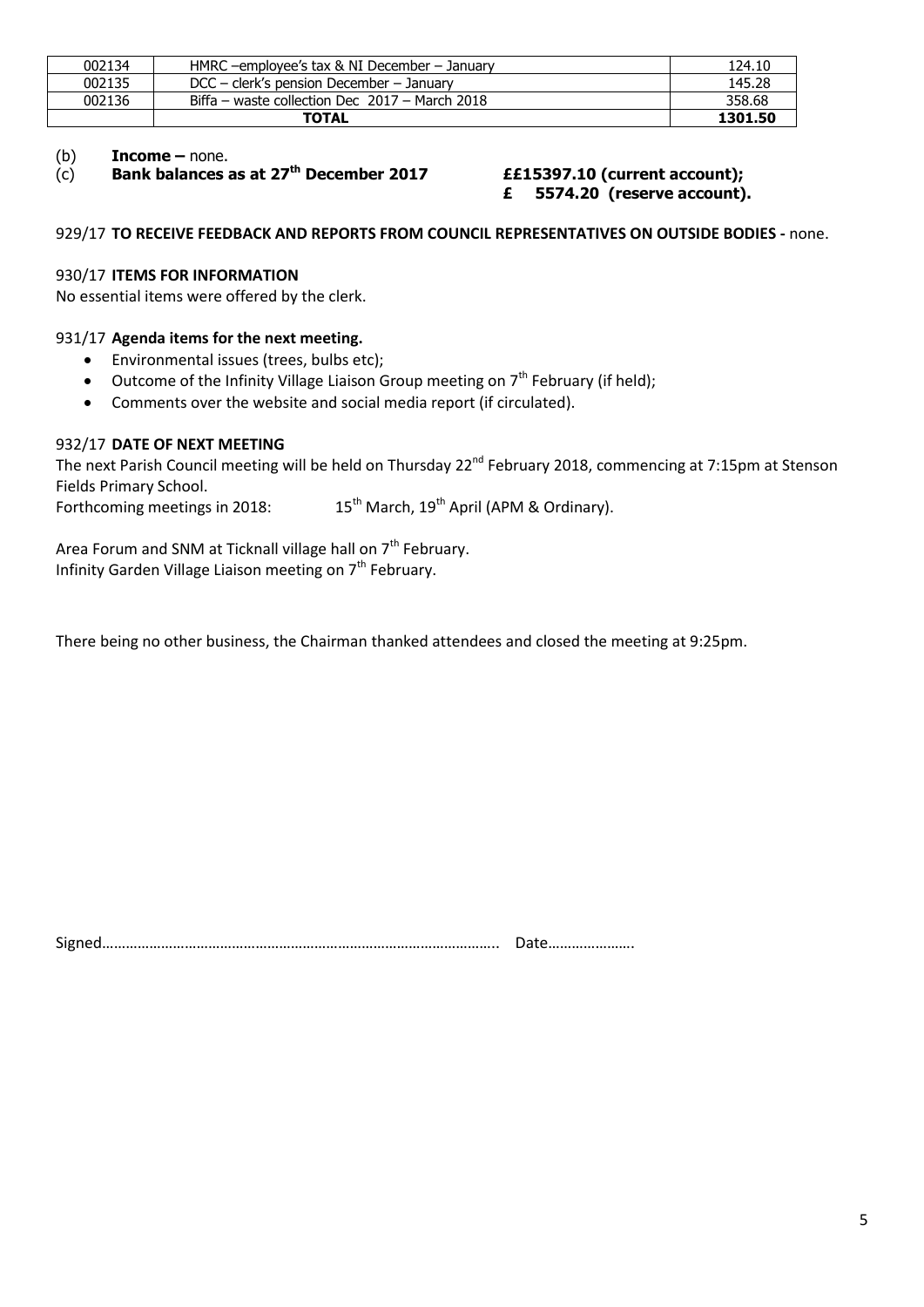| | | |
|---|---|---|
| 002134 | HMRC –employee's tax & NI December – January | 124.10 |
| 002135 | DCC – clerk's pension December – January | 145.28 |
| 002136 | Biffa – waste collection Dec 2017 – March 2018 | 358.68 |
| | **TOTAL** | **1301.50** |

(b) **Income –** none.

(c) **Bank balances as at 27th December 2017** **££15397.10 (current account);**
**£ 5574.20 (reserve account).**

929/17 **TO RECEIVE FEEDBACK AND REPORTS FROM COUNCIL REPRESENTATIVES ON OUTSIDE BODIES -** none.

930/17 **ITEMS FOR INFORMATION**

No essential items were offered by the clerk.

931/17 **Agenda items for the next meeting.**

- Environmental issues (trees, bulbs etc);
- Outcome of the Infinity Village Liaison Group meeting on 7th February (if held);
- Comments over the website and social media report (if circulated).

932/17 **DATE OF NEXT MEETING**

The next Parish Council meeting will be held on Thursday 22nd February 2018, commencing at 7:15pm at Stenson Fields Primary School.

Forthcoming meetings in 2018: 15th March, 19th April (APM & Ordinary).

Area Forum and SNM at Ticknall village hall on 7th February.
Infinity Garden Village Liaison meeting on 7th February.

There being no other business, the Chairman thanked attendees and closed the meeting at 9:25pm.

Signed……………………………………………………………………………………….. Date………………….